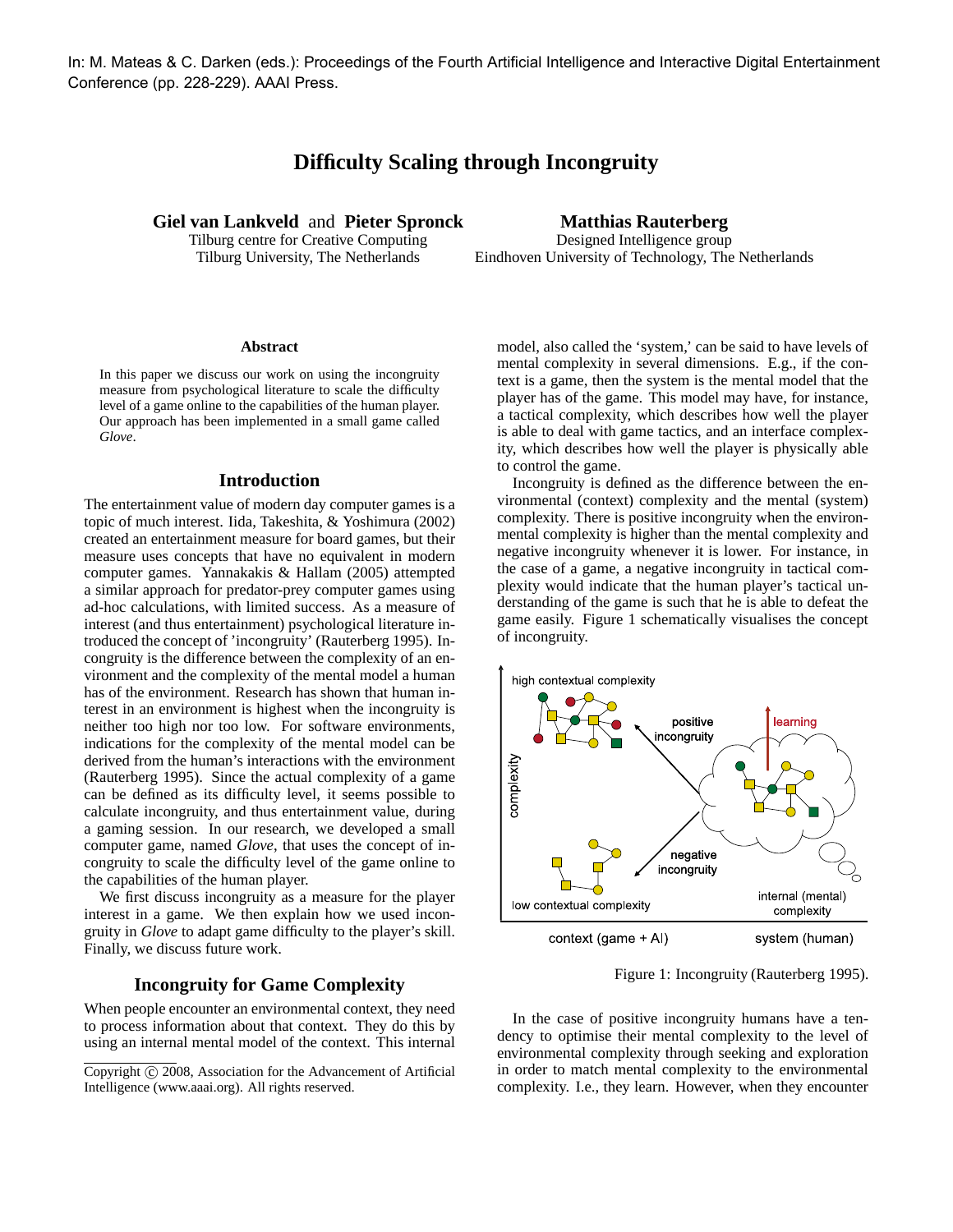In: M. Mateas & C. Darken (eds.): Proceedings of the Fourth Artificial Intelligence and Interactive Digital Entertainment Conference (pp. 228-229). AAAI Press.

# Difficulty Scaling through Incongruity

**Giel van Lankveld** and **Pieter Spronck**
Tilburg centre for Creative Computing
Tilburg University, The Netherlands

**Matthias Rauterberg**
Designed Intelligence group
Eindhoven University of Technology, The Netherlands

### Abstract

In this paper we discuss our work on using the incongruity measure from psychological literature to scale the difficulty level of a game online to the capabilities of the human player. Our approach has been implemented in a small game called *Glove*.

## Introduction

The entertainment value of modern day computer games is a topic of much interest. Iida, Takeshita, & Yoshimura (2002) created an entertainment measure for board games, but their measure uses concepts that have no equivalent in modern computer games. Yannakakis & Hallam (2005) attempted a similar approach for predator-prey computer games using ad-hoc calculations, with limited success. As a measure of interest (and thus entertainment) psychological literature introduced the concept of 'incongruity' (Rauterberg 1995). Incongruity is the difference between the complexity of an environment and the complexity of the mental model a human has of the environment. Research has shown that human interest in an environment is highest when the incongruity is neither too high nor too low. For software environments, indications for the complexity of the mental model can be derived from the human's interactions with the environment (Rauterberg 1995). Since the actual complexity of a game can be defined as its difficulty level, it seems possible to calculate incongruity, and thus entertainment value, during a gaming session. In our research, we developed a small computer game, named *Glove*, that uses the concept of incongruity to scale the difficulty level of the game online to the capabilities of the human player.

We first discuss incongruity as a measure for the player interest in a game. We then explain how we used incongruity in *Glove* to adapt game difficulty to the player's skill. Finally, we discuss future work.

## Incongruity for Game Complexity

When people encounter an environmental context, they need to process information about that context. They do this by using an internal mental model of the context. This internal model, also called the 'system,' can be said to have levels of mental complexity in several dimensions. E.g., if the context is a game, then the system is the mental model that the player has of the game. This model may have, for instance, a tactical complexity, which describes how well the player is able to deal with game tactics, and an interface complexity, which describes how well the player is physically able to control the game.

Incongruity is defined as the difference between the environmental (context) complexity and the mental (system) complexity. There is positive incongruity when the environmental complexity is higher than the mental complexity and negative incongruity whenever it is lower. For instance, in the case of a game, a negative incongruity in tactical complexity would indicate that the human player's tactical understanding of the game is such that he is able to defeat the game easily. Figure 1 schematically visualises the concept of incongruity.

Figure 1: Incongruity (Rauterberg 1995).

In the case of positive incongruity humans have a tendency to optimise their mental complexity to the level of environmental complexity through seeking and exploration in order to match mental complexity to the environmental complexity. I.e., they learn. However, when they encounter

Copyright © 2008, Association for the Advancement of Artificial Intelligence (www.aaai.org). All rights reserved.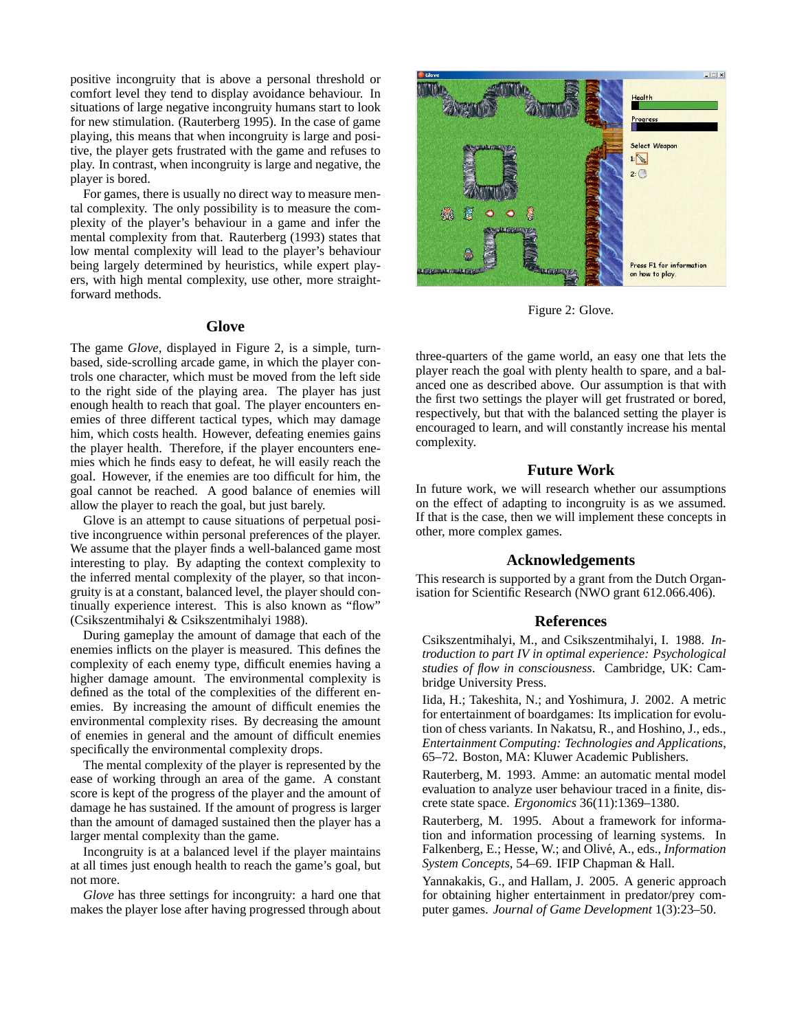positive incongruity that is above a personal threshold or comfort level they tend to display avoidance behaviour. In situations of large negative incongruity humans start to look for new stimulation. (Rauterberg 1995). In the case of game playing, this means that when incongruity is large and positive, the player gets frustrated with the game and refuses to play. In contrast, when incongruity is large and negative, the player is bored.

For games, there is usually no direct way to measure mental complexity. The only possibility is to measure the complexity of the player's behaviour in a game and infer the mental complexity from that. Rauterberg (1993) states that low mental complexity will lead to the player's behaviour being largely determined by heuristics, while expert players, with high mental complexity, use other, more straightforward methods.

## Glove

The game *Glove*, displayed in Figure 2, is a simple, turn-based, side-scrolling arcade game, in which the player controls one character, which must be moved from the left side to the right side of the playing area. The player has just enough health to reach that goal. The player encounters enemies of three different tactical types, which may damage him, which costs health. However, defeating enemies gains the player health. Therefore, if the player encounters enemies which he finds easy to defeat, he will easily reach the goal. However, if the enemies are too difficult for him, the goal cannot be reached. A good balance of enemies will allow the player to reach the goal, but just barely.

Glove is an attempt to cause situations of perpetual positive incongruence within personal preferences of the player. We assume that the player finds a well-balanced game most interesting to play. By adapting the context complexity to the inferred mental complexity of the player, so that incongruity is at a constant, balanced level, the player should continually experience interest. This is also known as "flow" (Csikszentmihalyi & Csikszentmihalyi 1988).

During gameplay the amount of damage that each of the enemies inflicts on the player is measured. This defines the complexity of each enemy type, difficult enemies having a higher damage amount. The environmental complexity is defined as the total of the complexities of the different enemies. By increasing the amount of difficult enemies the environmental complexity rises. By decreasing the amount of enemies in general and the amount of difficult enemies specifically the environmental complexity drops.

The mental complexity of the player is represented by the ease of working through an area of the game. A constant score is kept of the progress of the player and the amount of damage he has sustained. If the amount of progress is larger than the amount of damaged sustained then the player has a larger mental complexity than the game.

Incongruity is at a balanced level if the player maintains at all times just enough health to reach the game's goal, but not more.

*Glove* has three settings for incongruity: a hard one that makes the player lose after having progressed through about three-quarters of the game world, an easy one that lets the player reach the goal with plenty health to spare, and a balanced one as described above. Our assumption is that with the first two settings the player will get frustrated or bored, respectively, but that with the balanced setting the player is encouraged to learn, and will constantly increase his mental complexity.

Figure 2: Glove.

## Future Work

In future work, we will research whether our assumptions on the effect of adapting to incongruity is as we assumed. If that is the case, then we will implement these concepts in other, more complex games.

## Acknowledgements

This research is supported by a grant from the Dutch Organisation for Scientific Research (NWO grant 612.066.406).

## References

Csikszentmihalyi, M., and Csikszentmihalyi, I. 1988. *Introduction to part IV in optimal experience: Psychological studies of flow in consciousness*. Cambridge, UK: Cambridge University Press.

Iida, H.; Takeshita, N.; and Yoshimura, J. 2002. A metric for entertainment of boardgames: Its implication for evolution of chess variants. In Nakatsu, R., and Hoshino, J., eds., *Entertainment Computing: Technologies and Applications*, 65–72. Boston, MA: Kluwer Academic Publishers.

Rauterberg, M. 1993. Amme: an automatic mental model evaluation to analyze user behaviour traced in a finite, discrete state space. *Ergonomics* 36(11):1369–1380.

Rauterberg, M. 1995. About a framework for information and information processing of learning systems. In Falkenberg, E.; Hesse, W.; and Olivé, A., eds., *Information System Concepts*, 54–69. IFIP Chapman & Hall.

Yannakakis, G., and Hallam, J. 2005. A generic approach for obtaining higher entertainment in predator/prey computer games. *Journal of Game Development* 1(3):23–50.